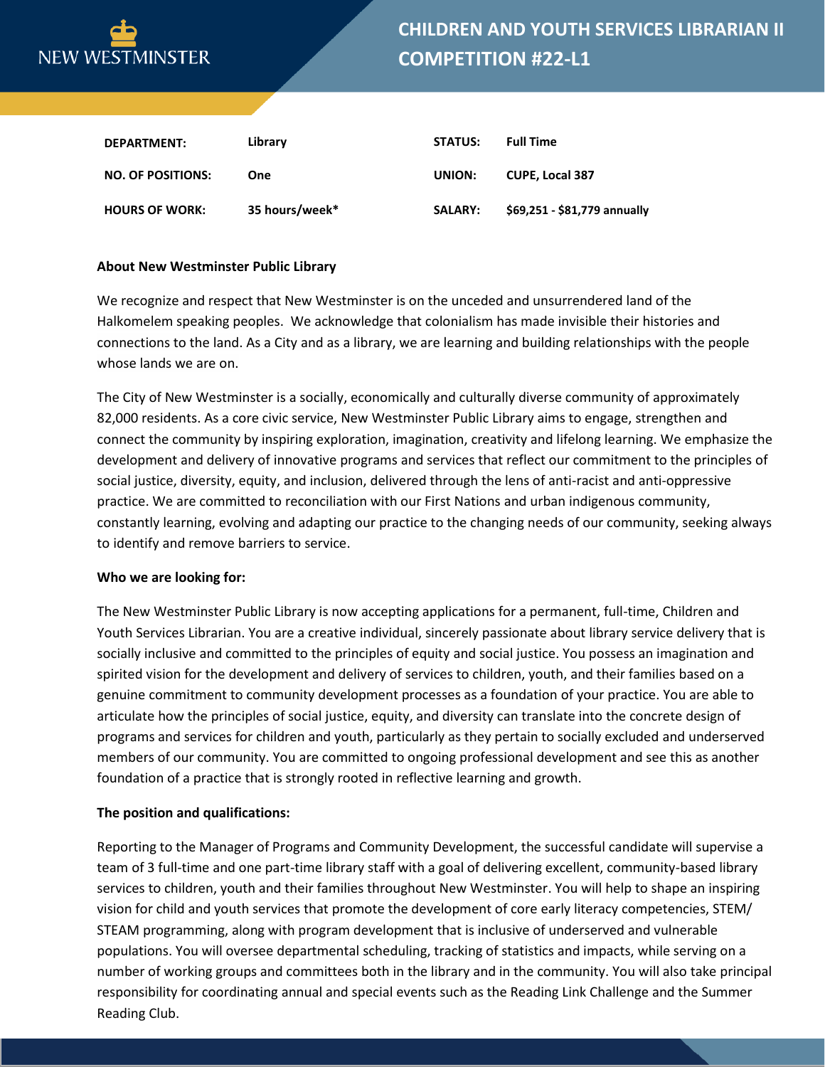NEW WESTMINSTER

# CHILDREN AND YOUTH SERVICES LIBRARIAN II COMPETITION #22-L1

| | | | |
|---|---|---|---|
| **DEPARTMENT:** | **Library** | **STATUS:** | **Full Time** |
| **NO. OF POSITIONS:** | **One** | **UNION:** | **CUPE, Local 387** |
| **HOURS OF WORK:** | **35 hours/week*** | **SALARY:** | **$69,251 - $81,779 annually** |

**About New Westminster Public Library**

We recognize and respect that New Westminster is on the unceded and unsurrendered land of the Halkomelem speaking peoples. We acknowledge that colonialism has made invisible their histories and connections to the land. As a City and as a library, we are learning and building relationships with the people whose lands we are on.

The City of New Westminster is a socially, economically and culturally diverse community of approximately 82,000 residents. As a core civic service, New Westminster Public Library aims to engage, strengthen and connect the community by inspiring exploration, imagination, creativity and lifelong learning. We emphasize the development and delivery of innovative programs and services that reflect our commitment to the principles of social justice, diversity, equity, and inclusion, delivered through the lens of anti-racist and anti-oppressive practice. We are committed to reconciliation with our First Nations and urban indigenous community, constantly learning, evolving and adapting our practice to the changing needs of our community, seeking always to identify and remove barriers to service.

**Who we are looking for:**

The New Westminster Public Library is now accepting applications for a permanent, full-time, Children and Youth Services Librarian. You are a creative individual, sincerely passionate about library service delivery that is socially inclusive and committed to the principles of equity and social justice. You possess an imagination and spirited vision for the development and delivery of services to children, youth, and their families based on a genuine commitment to community development processes as a foundation of your practice. You are able to articulate how the principles of social justice, equity, and diversity can translate into the concrete design of programs and services for children and youth, particularly as they pertain to socially excluded and underserved members of our community. You are committed to ongoing professional development and see this as another foundation of a practice that is strongly rooted in reflective learning and growth.

**The position and qualifications:**

Reporting to the Manager of Programs and Community Development, the successful candidate will supervise a team of 3 full-time and one part-time library staff with a goal of delivering excellent, community-based library services to children, youth and their families throughout New Westminster. You will help to shape an inspiring vision for child and youth services that promote the development of core early literacy competencies, STEM/ STEAM programming, along with program development that is inclusive of underserved and vulnerable populations. You will oversee departmental scheduling, tracking of statistics and impacts, while serving on a number of working groups and committees both in the library and in the community. You will also take principal responsibility for coordinating annual and special events such as the Reading Link Challenge and the Summer Reading Club.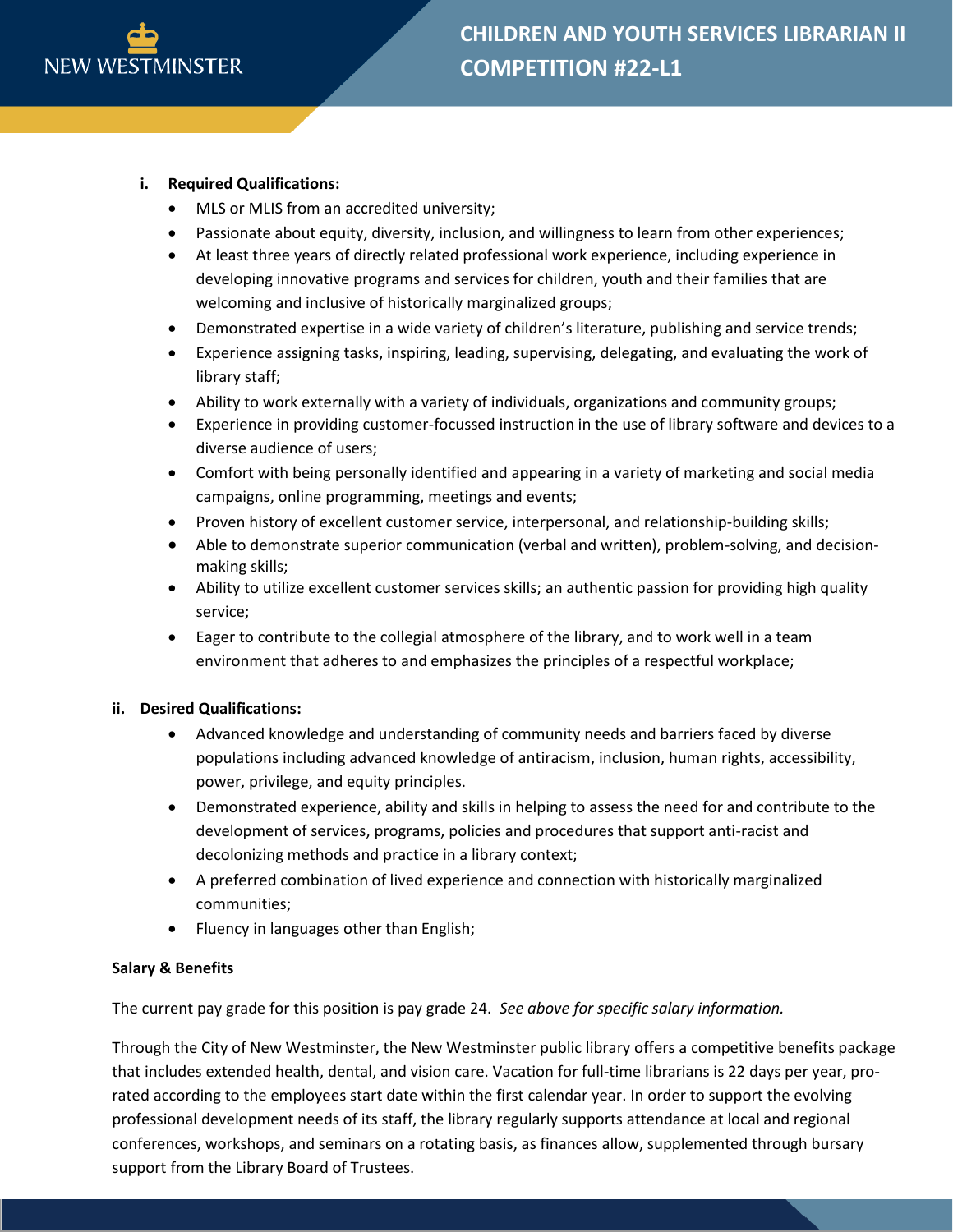### i. Required Qualifications:

- MLS or MLIS from an accredited university;
- Passionate about equity, diversity, inclusion, and willingness to learn from other experiences;
- At least three years of directly related professional work experience, including experience in developing innovative programs and services for children, youth and their families that are welcoming and inclusive of historically marginalized groups;
- Demonstrated expertise in a wide variety of children's literature, publishing and service trends;
- Experience assigning tasks, inspiring, leading, supervising, delegating, and evaluating the work of library staff;
- Ability to work externally with a variety of individuals, organizations and community groups;
- Experience in providing customer-focussed instruction in the use of library software and devices to a diverse audience of users;
- Comfort with being personally identified and appearing in a variety of marketing and social media campaigns, online programming, meetings and events;
- Proven history of excellent customer service, interpersonal, and relationship-building skills;
- Able to demonstrate superior communication (verbal and written), problem-solving, and decision-making skills;
- Ability to utilize excellent customer services skills; an authentic passion for providing high quality service;
- Eager to contribute to the collegial atmosphere of the library, and to work well in a team environment that adheres to and emphasizes the principles of a respectful workplace;

### ii. Desired Qualifications:

- Advanced knowledge and understanding of community needs and barriers faced by diverse populations including advanced knowledge of antiracism, inclusion, human rights, accessibility, power, privilege, and equity principles.
- Demonstrated experience, ability and skills in helping to assess the need for and contribute to the development of services, programs, policies and procedures that support anti-racist and decolonizing methods and practice in a library context;
- A preferred combination of lived experience and connection with historically marginalized communities;
- Fluency in languages other than English;

**Salary & Benefits**

The current pay grade for this position is pay grade 24. *See above for specific salary information.*

Through the City of New Westminster, the New Westminster public library offers a competitive benefits package that includes extended health, dental, and vision care. Vacation for full-time librarians is 22 days per year, pro-rated according to the employees start date within the first calendar year. In order to support the evolving professional development needs of its staff, the library regularly supports attendance at local and regional conferences, workshops, and seminars on a rotating basis, as finances allow, supplemented through bursary support from the Library Board of Trustees.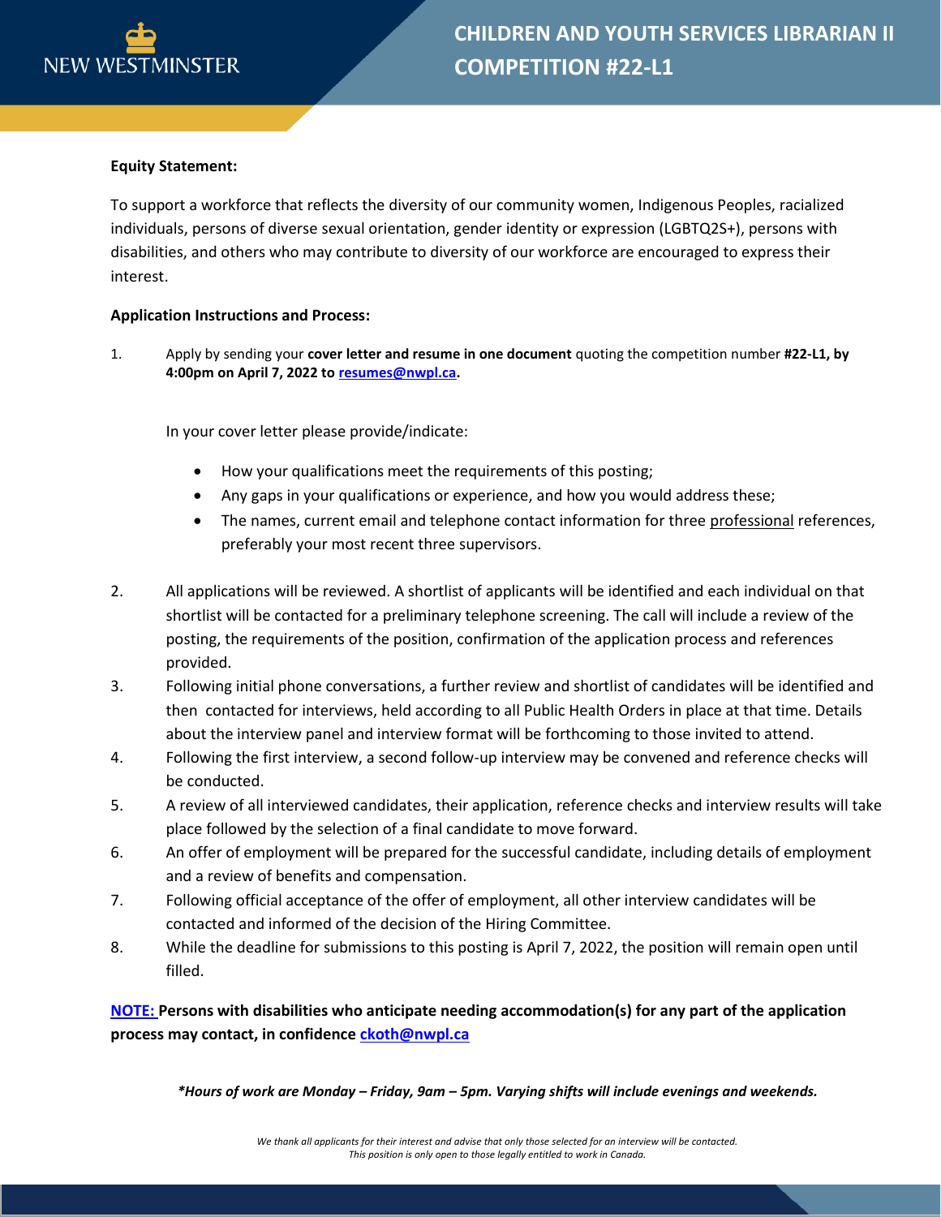**Equity Statement:**

To support a workforce that reflects the diversity of our community women, Indigenous Peoples, racialized individuals, persons of diverse sexual orientation, gender identity or expression (LGBTQ2S+), persons with disabilities, and others who may contribute to diversity of our workforce are encouraged to express their interest.

**Application Instructions and Process:**

1. Apply by sending your **cover letter and resume in one document** quoting the competition number **#22-L1, by 4:00pm on April 7, 2022 to resumes@nwpl.ca.**

   In your cover letter please provide/indicate:

   - How your qualifications meet the requirements of this posting;
   - Any gaps in your qualifications or experience, and how you would address these;
   - The names, current email and telephone contact information for three professional references, preferably your most recent three supervisors.

2. All applications will be reviewed. A shortlist of applicants will be identified and each individual on that shortlist will be contacted for a preliminary telephone screening. The call will include a review of the posting, the requirements of the position, confirmation of the application process and references provided.
3. Following initial phone conversations, a further review and shortlist of candidates will be identified and then contacted for interviews, held according to all Public Health Orders in place at that time. Details about the interview panel and interview format will be forthcoming to those invited to attend.
4. Following the first interview, a second follow-up interview may be convened and reference checks will be conducted.
5. A review of all interviewed candidates, their application, reference checks and interview results will take place followed by the selection of a final candidate to move forward.
6. An offer of employment will be prepared for the successful candidate, including details of employment and a review of benefits and compensation.
7. Following official acceptance of the offer of employment, all other interview candidates will be contacted and informed of the decision of the Hiring Committee.
8. While the deadline for submissions to this posting is April 7, 2022, the position will remain open until filled.

**NOTE: Persons with disabilities who anticipate needing accommodation(s) for any part of the application process may contact, in confidence ckoth@nwpl.ca**

***Hours of work are Monday – Friday, 9am – 5pm. Varying shifts will include evenings and weekends.***

*We thank all applicants for their interest and advise that only those selected for an interview will be contacted.*
*This position is only open to those legally entitled to work in Canada.*